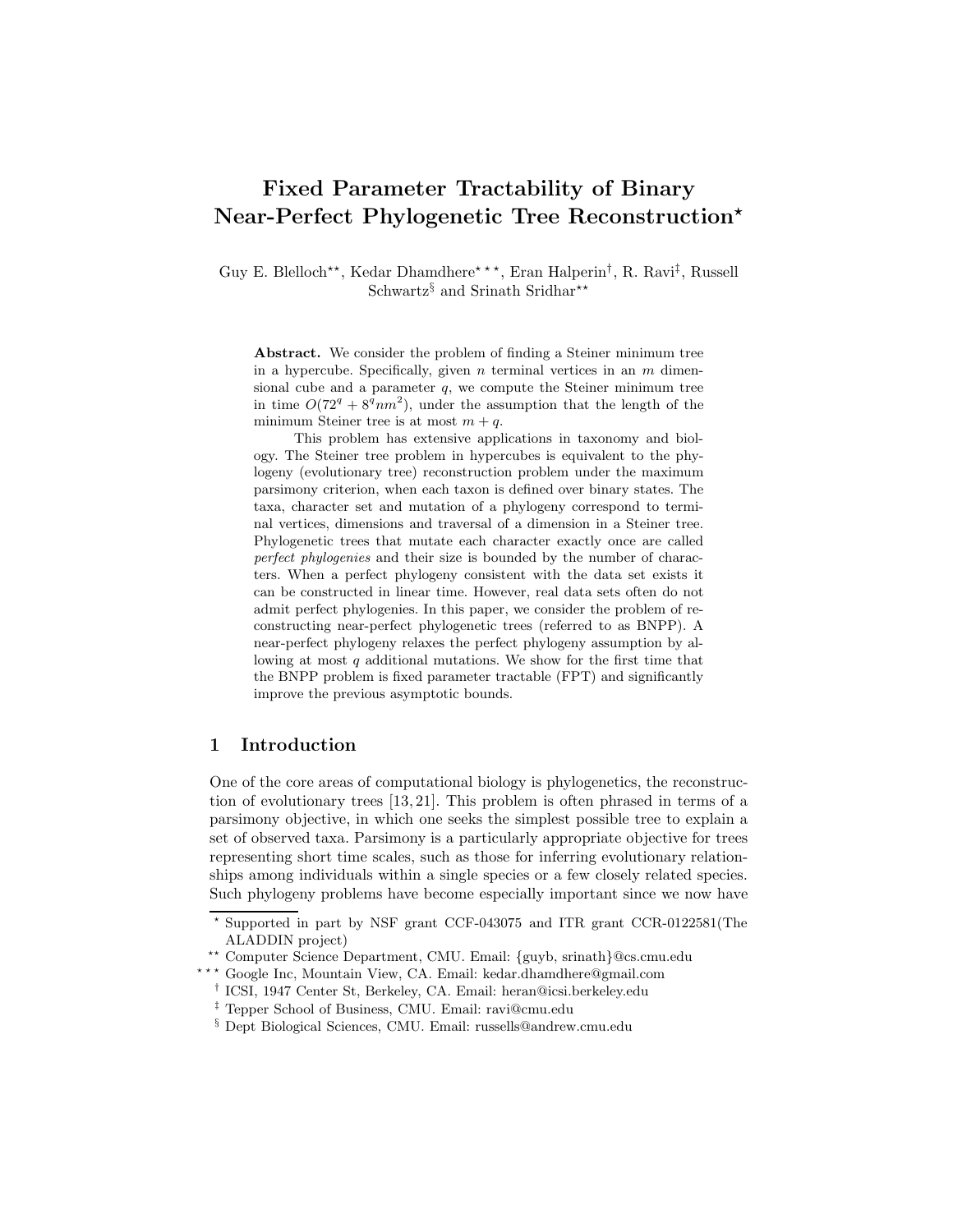# Fixed Parameter Tractability of Binary Near-Perfect Phylogenetic Tree Reconstruction*

Guy E. Blelloch**, Kedar Dhamdhere***, Eran Halperin[†], R. Ravi[‡], Russell Schwartz[§] and Srinath Sridhar**

**Abstract.** We consider the problem of finding a Steiner minimum tree in a hypercube. Specifically, given $n$ terminal vertices in an $m$ dimensional cube and a parameter $q$, we compute the Steiner minimum tree in time $O(72^q + 8^q nm^2)$, under the assumption that the length of the minimum Steiner tree is at most $m + q$.

This problem has extensive applications in taxonomy and biology. The Steiner tree problem in hypercubes is equivalent to the phylogeny (evolutionary tree) reconstruction problem under the maximum parsimony criterion, when each taxon is defined over binary states. The taxa, character set and mutation of a phylogeny correspond to terminal vertices, dimensions and traversal of a dimension in a Steiner tree. Phylogenetic trees that mutate each character exactly once are called *perfect phylogenies* and their size is bounded by the number of characters. When a perfect phylogeny consistent with the data set exists it can be constructed in linear time. However, real data sets often do not admit perfect phylogenies. In this paper, we consider the problem of reconstructing near-perfect phylogenetic trees (referred to as BNPP). A near-perfect phylogeny relaxes the perfect phylogeny assumption by allowing at most $q$ additional mutations. We show for the first time that the BNPP problem is fixed parameter tractable (FPT) and significantly improve the previous asymptotic bounds.

## 1 Introduction

One of the core areas of computational biology is phylogenetics, the reconstruction of evolutionary trees [13, 21]. This problem is often phrased in terms of a parsimony objective, in which one seeks the simplest possible tree to explain a set of observed taxa. Parsimony is a particularly appropriate objective for trees representing short time scales, such as those for inferring evolutionary relationships among individuals within a single species or a few closely related species. Such phylogeny problems have become especially important since we now have

---

* Supported in part by NSF grant CCF-043075 and ITR grant CCR-0122581(The ALADDIN project)

** Computer Science Department, CMU. Email: {guyb, srinath}@cs.cmu.edu

*** Google Inc, Mountain View, CA. Email: kedar.dhamdhere@gmail.com

[†] ICSI, 1947 Center St, Berkeley, CA. Email: heran@icsi.berkeley.edu

[‡] Tepper School of Business, CMU. Email: ravi@cmu.edu

[§] Dept Biological Sciences, CMU. Email: russells@andrew.cmu.edu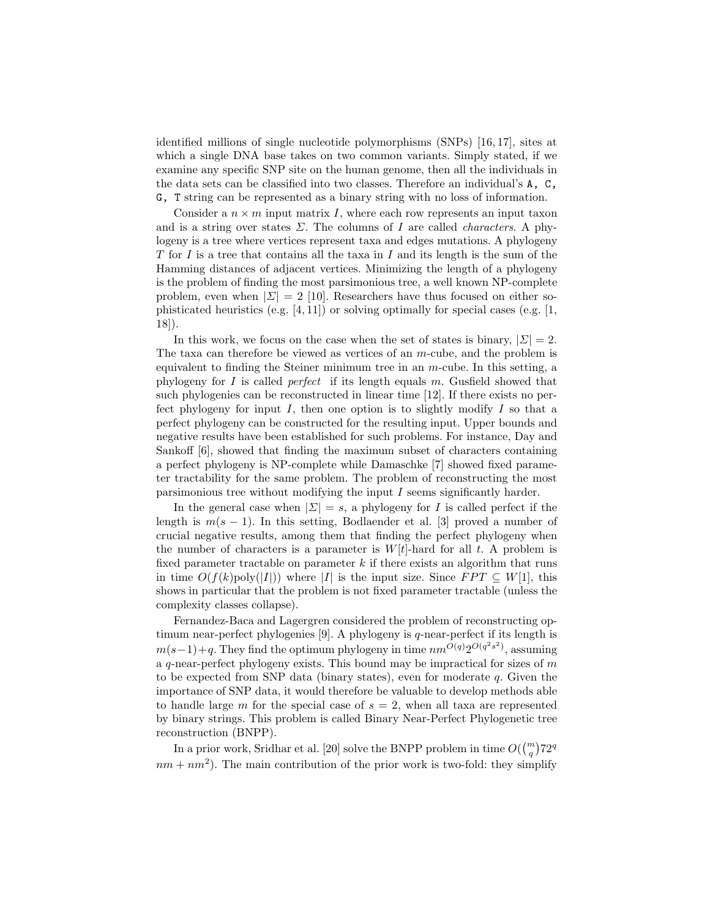identified millions of single nucleotide polymorphisms (SNPs) [16, 17], sites at which a single DNA base takes on two common variants. Simply stated, if we examine any specific SNP site on the human genome, then all the individuals in the data sets can be classified into two classes. Therefore an individual's `A, C, G, T` string can be represented as a binary string with no loss of information.

Consider a $n \times m$ input matrix $I$, where each row represents an input taxon and is a string over states $\Sigma$. The columns of $I$ are called *characters*. A phylogeny is a tree where vertices represent taxa and edges mutations. A phylogeny $T$ for $I$ is a tree that contains all the taxa in $I$ and its length is the sum of the Hamming distances of adjacent vertices. Minimizing the length of a phylogeny is the problem of finding the most parsimonious tree, a well known NP-complete problem, even when $|\Sigma| = 2$ [10]. Researchers have thus focused on either sophisticated heuristics (e.g. [4, 11]) or solving optimally for special cases (e.g. [1, 18]).

In this work, we focus on the case when the set of states is binary, $|\Sigma| = 2$. The taxa can therefore be viewed as vertices of an $m$-cube, and the problem is equivalent to finding the Steiner minimum tree in an $m$-cube. In this setting, a phylogeny for $I$ is called *perfect* if its length equals $m$. Gusfield showed that such phylogenies can be reconstructed in linear time [12]. If there exists no perfect phylogeny for input $I$, then one option is to slightly modify $I$ so that a perfect phylogeny can be constructed for the resulting input. Upper bounds and negative results have been established for such problems. For instance, Day and Sankoff [6], showed that finding the maximum subset of characters containing a perfect phylogeny is NP-complete while Damaschke [7] showed fixed parameter tractability for the same problem. The problem of reconstructing the most parsimonious tree without modifying the input $I$ seems significantly harder.

In the general case when $|\Sigma| = s$, a phylogeny for $I$ is called perfect if the length is $m(s-1)$. In this setting, Bodlaender et al. [3] proved a number of crucial negative results, among them that finding the perfect phylogeny when the number of characters is a parameter is $W[t]$-hard for all $t$. A problem is fixed parameter tractable on parameter $k$ if there exists an algorithm that runs in time $O(f(k)\text{poly}(|I|))$ where $|I|$ is the input size. Since $FPT \subseteq W[1]$, this shows in particular that the problem is not fixed parameter tractable (unless the complexity classes collapse).

Fernandez-Baca and Lagergren considered the problem of reconstructing optimum near-perfect phylogenies [9]. A phylogeny is $q$-near-perfect if its length is $m(s-1)+q$. They find the optimum phylogeny in time $nm^{O(q)}2^{O(q^2s^2)}$, assuming a $q$-near-perfect phylogeny exists. This bound may be impractical for sizes of $m$ to be expected from SNP data (binary states), even for moderate $q$. Given the importance of SNP data, it would therefore be valuable to develop methods able to handle large $m$ for the special case of $s = 2$, when all taxa are represented by binary strings. This problem is called Binary Near-Perfect Phylogenetic tree reconstruction (BNPP).

In a prior work, Sridhar et al. [20] solve the BNPP problem in time $O(\binom{m}{q}72^q nm + nm^2)$. The main contribution of the prior work is two-fold: they simplify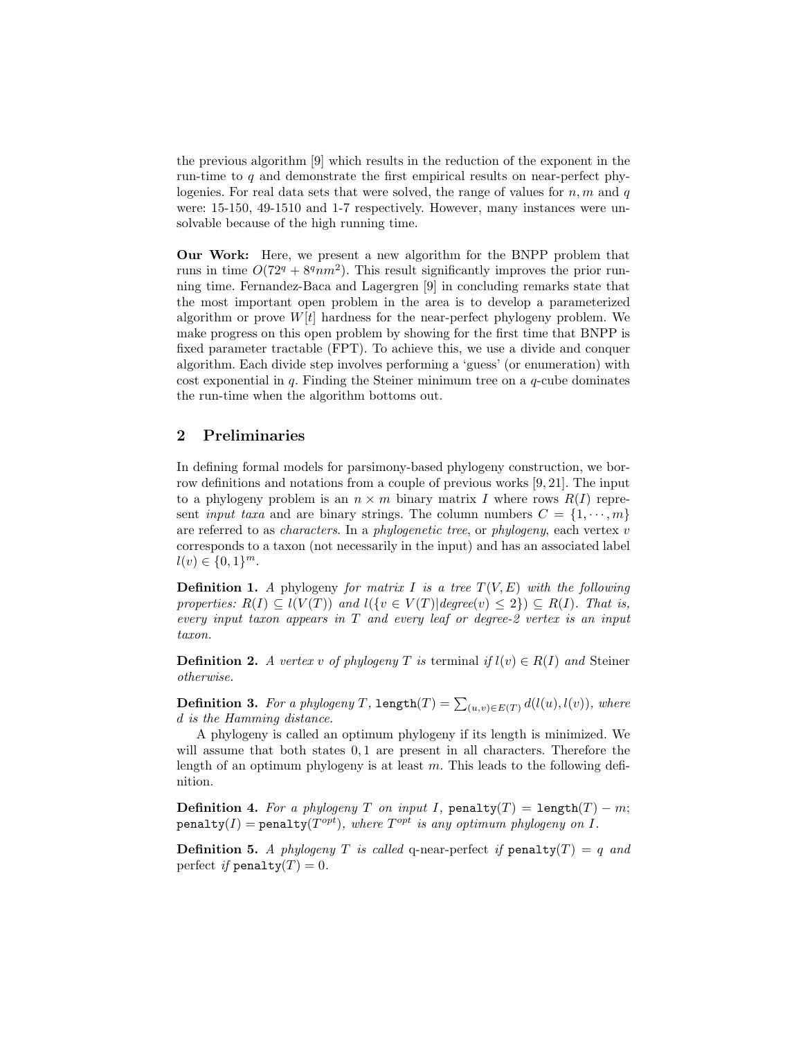the previous algorithm [9] which results in the reduction of the exponent in the run-time to $q$ and demonstrate the first empirical results on near-perfect phylogenies. For real data sets that were solved, the range of values for $n, m$ and $q$ were: 15-150, 49-1510 and 1-7 respectively. However, many instances were unsolvable because of the high running time.

**Our Work:** Here, we present a new algorithm for the BNPP problem that runs in time $O(72^q + 8^q nm^2)$. This result significantly improves the prior running time. Fernandez-Baca and Lagergren [9] in concluding remarks state that the most important open problem in the area is to develop a parameterized algorithm or prove $W[t]$ hardness for the near-perfect phylogeny problem. We make progress on this open problem by showing for the first time that BNPP is fixed parameter tractable (FPT). To achieve this, we use a divide and conquer algorithm. Each divide step involves performing a 'guess' (or enumeration) with cost exponential in $q$. Finding the Steiner minimum tree on a $q$-cube dominates the run-time when the algorithm bottoms out.

## 2 Preliminaries

In defining formal models for parsimony-based phylogeny construction, we borrow definitions and notations from a couple of previous works [9, 21]. The input to a phylogeny problem is an $n \times m$ binary matrix $I$ where rows $R(I)$ represent *input taxa* and are binary strings. The column numbers $C = \{1, \cdots, m\}$ are referred to as *characters*. In a *phylogenetic tree*, or *phylogeny*, each vertex $v$ corresponds to a taxon (not necessarily in the input) and has an associated label $l(v) \in \{0, 1\}^m$.

**Definition 1.** *A* phylogeny *for matrix $I$ is a tree $T(V, E)$ with the following properties: $R(I) \subseteq l(V(T))$ and $l(\{v \in V(T) | degree(v) \leq 2\}) \subseteq R(I)$. That is, every input taxon appears in $T$ and every leaf or degree-2 vertex is an input taxon.*

**Definition 2.** *A vertex $v$ of phylogeny $T$ is* terminal *if $l(v) \in R(I)$ and* Steiner *otherwise.*

**Definition 3.** *For a phylogeny $T$, $\texttt{length}(T) = \sum_{(u,v) \in E(T)} d(l(u), l(v))$, where $d$ is the Hamming distance.*

A phylogeny is called an optimum phylogeny if its length is minimized. We will assume that both states $0, 1$ are present in all characters. Therefore the length of an optimum phylogeny is at least $m$. This leads to the following definition.

**Definition 4.** *For a phylogeny $T$ on input $I$, $\texttt{penalty}(T) = \texttt{length}(T) - m$; $\texttt{penalty}(I) = \texttt{penalty}(T^{opt})$, where $T^{opt}$ is any optimum phylogeny on $I$.*

**Definition 5.** *A phylogeny $T$ is called* q-near-perfect *if $\texttt{penalty}(T) = q$ and* perfect *if $\texttt{penalty}(T) = 0$.*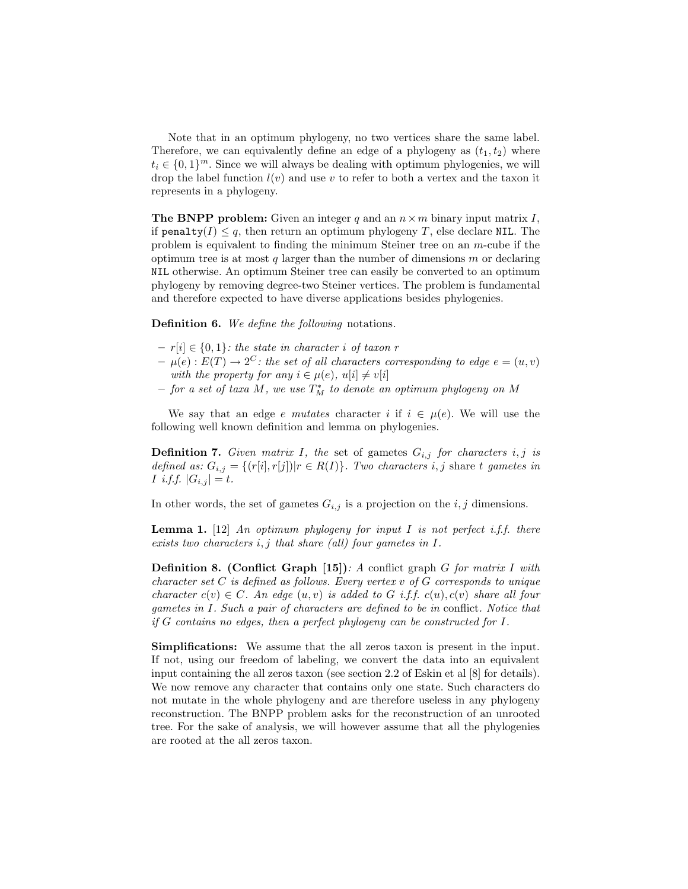Note that in an optimum phylogeny, no two vertices share the same label. Therefore, we can equivalently define an edge of a phylogeny as $(t_1, t_2)$ where $t_i \in \{0,1\}^m$. Since we will always be dealing with optimum phylogenies, we will drop the label function $l(v)$ and use $v$ to refer to both a vertex and the taxon it represents in a phylogeny.

**The BNPP problem:** Given an integer $q$ and an $n \times m$ binary input matrix $I$, if `penalty`$(I) \leq q$, then return an optimum phylogeny $T$, else declare `NIL`. The problem is equivalent to finding the minimum Steiner tree on an $m$-cube if the optimum tree is at most $q$ larger than the number of dimensions $m$ or declaring `NIL` otherwise. An optimum Steiner tree can easily be converted to an optimum phylogeny by removing degree-two Steiner vertices. The problem is fundamental and therefore expected to have diverse applications besides phylogenies.

**Definition 6.** *We define the following* notations.

- $r[i] \in \{0,1\}$*: the state in character $i$ of taxon $r$*
- $\mu(e) : E(T) \rightarrow 2^C$*: the set of all characters corresponding to edge $e = (u,v)$ with the property for any $i \in \mu(e)$, $u[i] \neq v[i]$*
- *for a set of taxa $M$, we use $T^*_M$ to denote an optimum phylogeny on $M$*

We say that an edge $e$ *mutates* character $i$ if $i \in \mu(e)$. We will use the following well known definition and lemma on phylogenies.

**Definition 7.** *Given matrix $I$, the* set of gametes *$G_{i,j}$ for characters $i,j$ is defined as: $G_{i,j} = \{(r[i], r[j]) | r \in R(I)\}$. Two characters $i,j$* share *$t$* gametes *in $I$ i.f.f. $|G_{i,j}| = t$.*

In other words, the set of gametes $G_{i,j}$ is a projection on the $i,j$ dimensions.

**Lemma 1.** [12] *An optimum phylogeny for input $I$ is not perfect i.f.f. there exists two characters $i,j$ that share (all) four gametes in $I$.*

**Definition 8. (Conflict Graph [15])***: A* conflict graph *$G$ for matrix $I$ with character set $C$ is defined as follows. Every vertex $v$ of $G$ corresponds to unique character $c(v) \in C$. An edge $(u,v)$ is added to $G$ i.f.f. $c(u), c(v)$ share all four gametes in $I$. Such a pair of characters are defined to be in* conflict*. Notice that if $G$ contains no edges, then a perfect phylogeny can be constructed for $I$.*

**Simplifications:** We assume that the all zeros taxon is present in the input. If not, using our freedom of labeling, we convert the data into an equivalent input containing the all zeros taxon (see section 2.2 of Eskin et al [8] for details). We now remove any character that contains only one state. Such characters do not mutate in the whole phylogeny and are therefore useless in any phylogeny reconstruction. The BNPP problem asks for the reconstruction of an unrooted tree. For the sake of analysis, we will however assume that all the phylogenies are rooted at the all zeros taxon.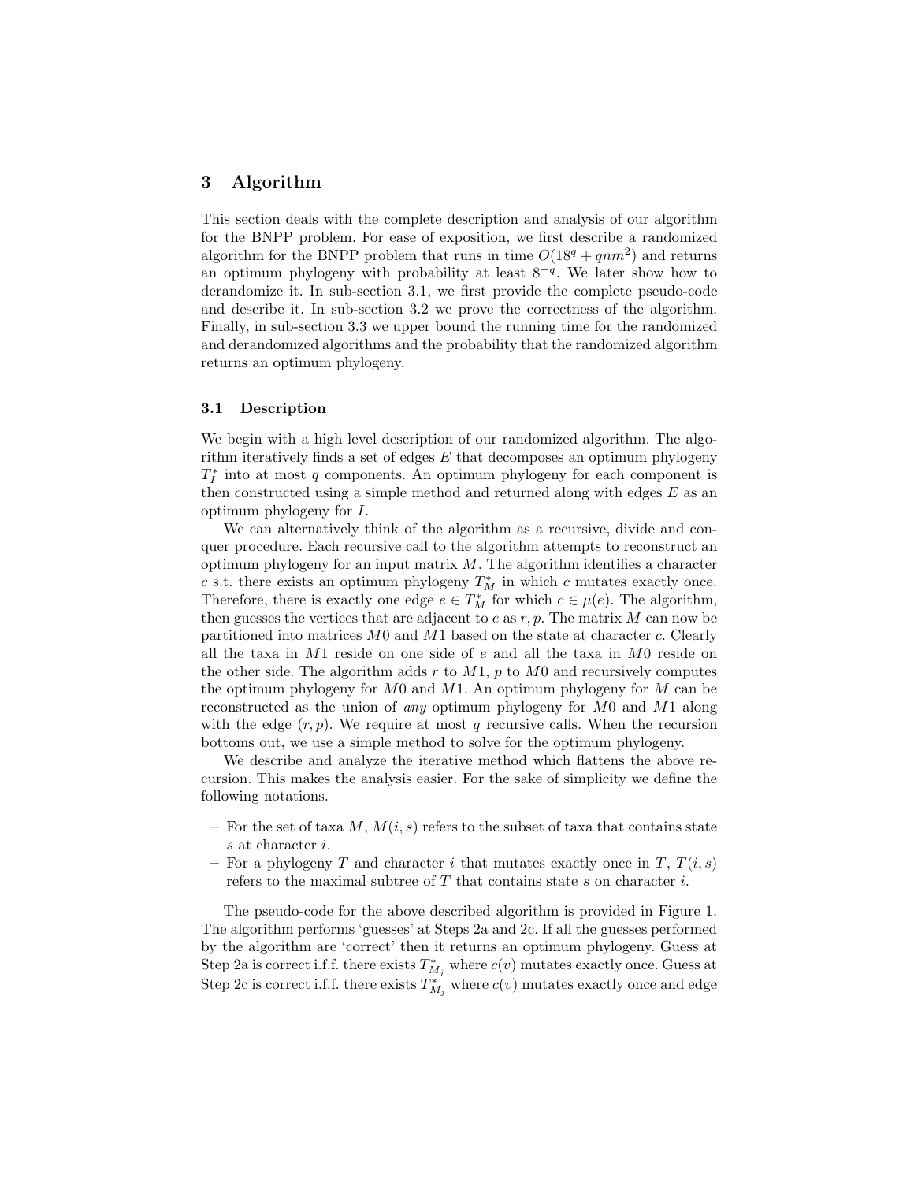## 3 Algorithm

This section deals with the complete description and analysis of our algorithm for the BNPP problem. For ease of exposition, we first describe a randomized algorithm for the BNPP problem that runs in time $O(18^q + qnm^2)$ and returns an optimum phylogeny with probability at least $8^{-q}$. We later show how to derandomize it. In sub-section 3.1, we first provide the complete pseudo-code and describe it. In sub-section 3.2 we prove the correctness of the algorithm. Finally, in sub-section 3.3 we upper bound the running time for the randomized and derandomized algorithms and the probability that the randomized algorithm returns an optimum phylogeny.

### 3.1 Description

We begin with a high level description of our randomized algorithm. The algorithm iteratively finds a set of edges $E$ that decomposes an optimum phylogeny $T_I^*$ into at most $q$ components. An optimum phylogeny for each component is then constructed using a simple method and returned along with edges $E$ as an optimum phylogeny for $I$.

We can alternatively think of the algorithm as a recursive, divide and conquer procedure. Each recursive call to the algorithm attempts to reconstruct an optimum phylogeny for an input matrix $M$. The algorithm identifies a character $c$ s.t. there exists an optimum phylogeny $T_M^*$ in which $c$ mutates exactly once. Therefore, there is exactly one edge $e \in T_M^*$ for which $c \in \mu(e)$. The algorithm, then guesses the vertices that are adjacent to $e$ as $r, p$. The matrix $M$ can now be partitioned into matrices $M0$ and $M1$ based on the state at character $c$. Clearly all the taxa in $M1$ reside on one side of $e$ and all the taxa in $M0$ reside on the other side. The algorithm adds $r$ to $M1$, $p$ to $M0$ and recursively computes the optimum phylogeny for $M0$ and $M1$. An optimum phylogeny for $M$ can be reconstructed as the union of *any* optimum phylogeny for $M0$ and $M1$ along with the edge $(r, p)$. We require at most $q$ recursive calls. When the recursion bottoms out, we use a simple method to solve for the optimum phylogeny.

We describe and analyze the iterative method which flattens the above recursion. This makes the analysis easier. For the sake of simplicity we define the following notations.

- For the set of taxa $M$, $M(i, s)$ refers to the subset of taxa that contains state $s$ at character $i$.
- For a phylogeny $T$ and character $i$ that mutates exactly once in $T$, $T(i, s)$ refers to the maximal subtree of $T$ that contains state $s$ on character $i$.

The pseudo-code for the above described algorithm is provided in Figure 1. The algorithm performs 'guesses' at Steps 2a and 2c. If all the guesses performed by the algorithm are 'correct' then it returns an optimum phylogeny. Guess at Step 2a is correct i.f.f. there exists $T_{M_j}^*$ where $c(v)$ mutates exactly once. Guess at Step 2c is correct i.f.f. there exists $T_{M_j}^*$ where $c(v)$ mutates exactly once and edge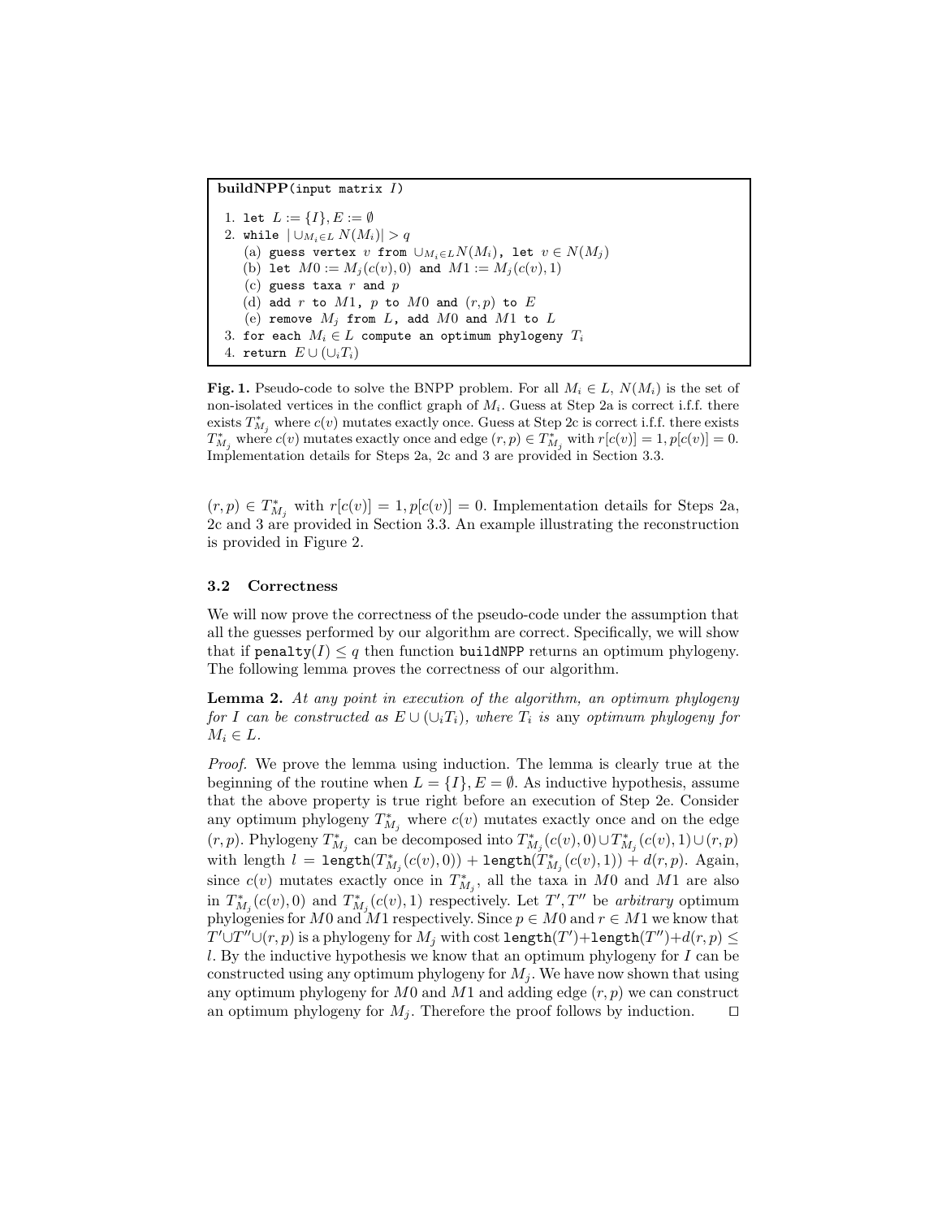```
buildNPP(input matrix I)

 1. let L := {I}, E := ∅
 2. while |∪_{M_i∈L} N(M_i)| > q
    (a) guess vertex v from ∪_{M_i∈L} N(M_i), let v ∈ N(M_j)
    (b) let M0 := M_j(c(v), 0) and M1 := M_j(c(v), 1)
    (c) guess taxa r and p
    (d) add r to M1, p to M0 and (r, p) to E
    (e) remove M_j from L, add M0 and M1 to L
 3. for each M_i ∈ L compute an optimum phylogeny T_i
 4. return E ∪ (∪_i T_i)
```

**Fig. 1.** Pseudo-code to solve the BNPP problem. For all $M_i \in L$, $N(M_i)$ is the set of non-isolated vertices in the conflict graph of $M_i$. Guess at Step 2a is correct i.f.f. there exists $T^*_{M_j}$ where $c(v)$ mutates exactly once. Guess at Step 2c is correct i.f.f. there exists $T^*_{M_j}$ where $c(v)$ mutates exactly once and edge $(r, p) \in T^*_{M_j}$ with $r[c(v)] = 1, p[c(v)] = 0$. Implementation details for Steps 2a, 2c and 3 are provided in Section 3.3.

$(r, p) \in T^*_{M_j}$ with $r[c(v)] = 1, p[c(v)] = 0$. Implementation details for Steps 2a, 2c and 3 are provided in Section 3.3. An example illustrating the reconstruction is provided in Figure 2.

### 3.2 Correctness

We will now prove the correctness of the pseudo-code under the assumption that all the guesses performed by our algorithm are correct. Specifically, we will show that if `penalty`$(I) \leq q$ then function `buildNPP` returns an optimum phylogeny. The following lemma proves the correctness of our algorithm.

**Lemma 2.** *At any point in execution of the algorithm, an optimum phylogeny for $I$ can be constructed as $E \cup (\cup_i T_i)$, where $T_i$ is* any *optimum phylogeny for $M_i \in L$.*

*Proof.* We prove the lemma using induction. The lemma is clearly true at the beginning of the routine when $L = \{I\}, E = \emptyset$. As inductive hypothesis, assume that the above property is true right before an execution of Step 2e. Consider any optimum phylogeny $T^*_{M_j}$ where $c(v)$ mutates exactly once and on the edge $(r, p)$. Phylogeny $T^*_{M_j}$ can be decomposed into $T^*_{M_j}(c(v), 0) \cup T^*_{M_j}(c(v), 1) \cup (r, p)$ with length $l = \texttt{length}(T^*_{M_j}(c(v), 0)) + \texttt{length}(T^*_{M_j}(c(v), 1)) + d(r, p)$. Again, since $c(v)$ mutates exactly once in $T^*_{M_j}$, all the taxa in $M0$ and $M1$ are also in $T^*_{M_j}(c(v), 0)$ and $T^*_{M_j}(c(v), 1)$ respectively. Let $T', T''$ be *arbitrary* optimum phylogenies for $M0$ and $M1$ respectively. Since $p \in M0$ and $r \in M1$ we know that $T' \cup T'' \cup (r, p)$ is a phylogeny for $M_j$ with cost $\texttt{length}(T') + \texttt{length}(T'') + d(r, p) \leq l$. By the inductive hypothesis we know that an optimum phylogeny for $I$ can be constructed using any optimum phylogeny for $M_j$. We have now shown that using any optimum phylogeny for $M0$ and $M1$ and adding edge $(r, p)$ we can construct an optimum phylogeny for $M_j$. Therefore the proof follows by induction. $\square$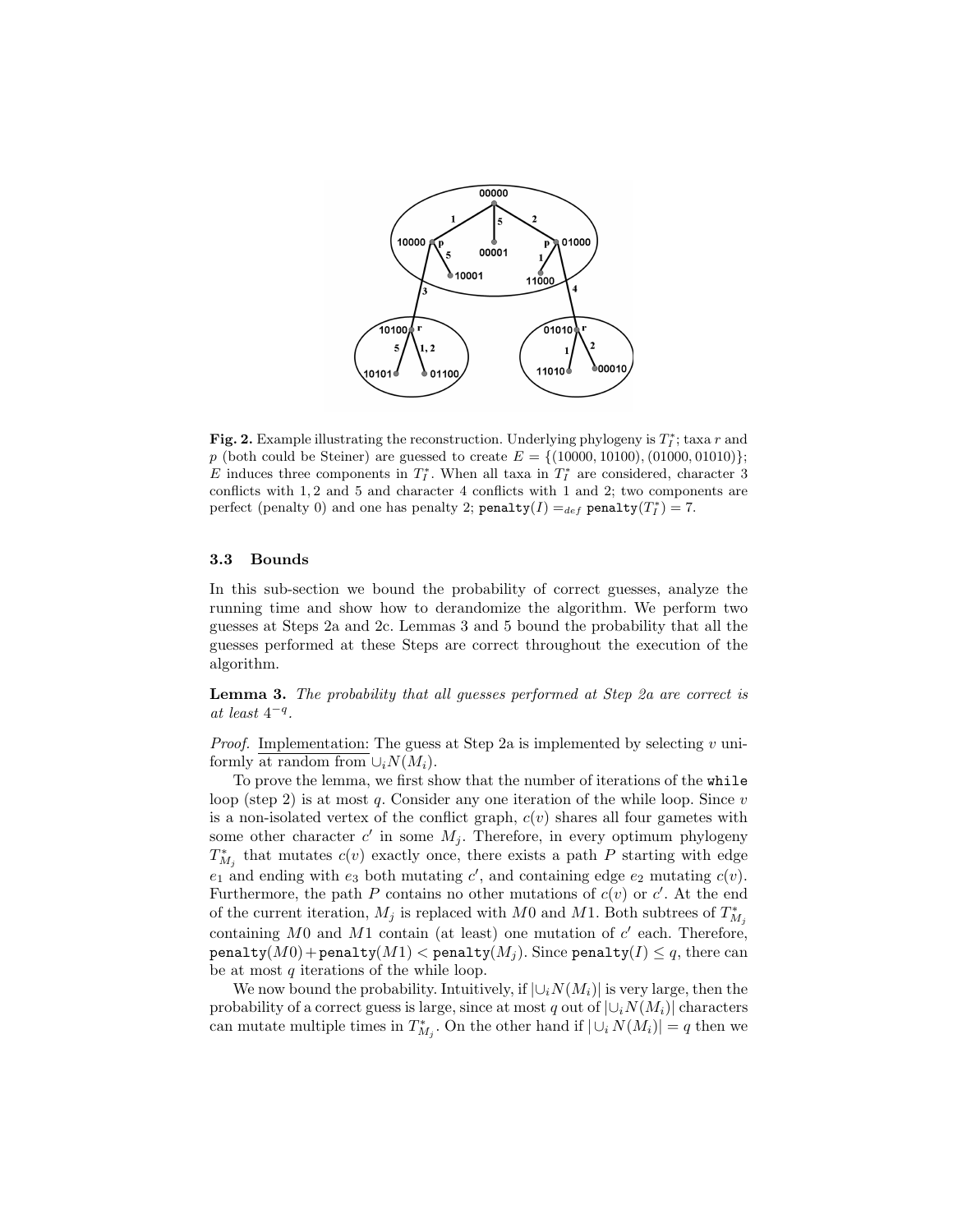**Fig. 2.** Example illustrating the reconstruction. Underlying phylogeny is $T_I^*$; taxa $r$ and $p$ (both could be Steiner) are guessed to create $E = \{(10000, 10100), (01000, 01010)\}$; $E$ induces three components in $T_I^*$. When all taxa in $T_I^*$ are considered, character 3 conflicts with 1, 2 and 5 and character 4 conflicts with 1 and 2; two components are perfect (penalty 0) and one has penalty 2; $\texttt{penalty}(I) =_{def} \texttt{penalty}(T_I^*) = 7$.

### 3.3 Bounds

In this sub-section we bound the probability of correct guesses, analyze the running time and show how to derandomize the algorithm. We perform two guesses at Steps 2a and 2c. Lemmas 3 and 5 bound the probability that all the guesses performed at these Steps are correct throughout the execution of the algorithm.

**Lemma 3.** *The probability that all guesses performed at Step 2a are correct is at least* $4^{-q}$.

*Proof.* Implementation: The guess at Step 2a is implemented by selecting $v$ uniformly at random from $\cup_i N(M_i)$.

To prove the lemma, we first show that the number of iterations of the `while` loop (step 2) is at most $q$. Consider any one iteration of the while loop. Since $v$ is a non-isolated vertex of the conflict graph, $c(v)$ shares all four gametes with some other character $c'$ in some $M_j$. Therefore, in every optimum phylogeny $T_{M_j}^*$ that mutates $c(v)$ exactly once, there exists a path $P$ starting with edge $e_1$ and ending with $e_3$ both mutating $c'$, and containing edge $e_2$ mutating $c(v)$. Furthermore, the path $P$ contains no other mutations of $c(v)$ or $c'$. At the end of the current iteration, $M_j$ is replaced with $M0$ and $M1$. Both subtrees of $T_{M_j}^*$ containing $M0$ and $M1$ contain (at least) one mutation of $c'$ each. Therefore, $\texttt{penalty}(M0) + \texttt{penalty}(M1) < \texttt{penalty}(M_j)$. Since $\texttt{penalty}(I) \leq q$, there can be at most $q$ iterations of the while loop.

We now bound the probability. Intuitively, if $|\cup_i N(M_i)|$ is very large, then the probability of a correct guess is large, since at most $q$ out of $|\cup_i N(M_i)|$ characters can mutate multiple times in $T_{M_j}^*$. On the other hand if $|\cup_i N(M_i)| = q$ then we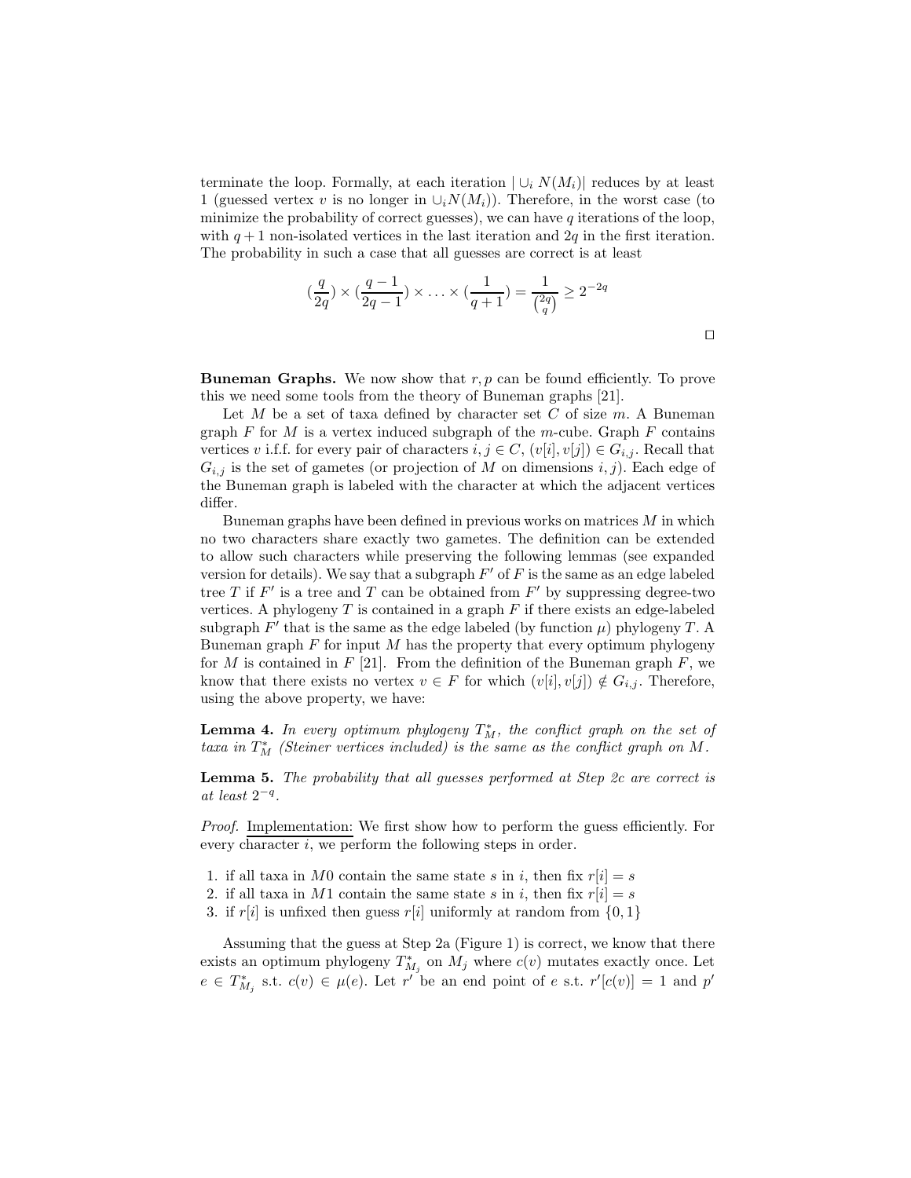terminate the loop. Formally, at each iteration $|\cup_i N(M_i)|$ reduces by at least 1 (guessed vertex $v$ is no longer in $\cup_i N(M_i)$). Therefore, in the worst case (to minimize the probability of correct guesses), we can have $q$ iterations of the loop, with $q+1$ non-isolated vertices in the last iteration and $2q$ in the first iteration. The probability in such a case that all guesses are correct is at least

$$(\frac{q}{2q}) \times (\frac{q-1}{2q-1}) \times \ldots \times (\frac{1}{q+1}) = \frac{1}{\binom{2q}{q}} \geq 2^{-2q}$$

□

**Buneman Graphs.** We now show that $r, p$ can be found efficiently. To prove this we need some tools from the theory of Buneman graphs [21].

Let $M$ be a set of taxa defined by character set $C$ of size $m$. A Buneman graph $F$ for $M$ is a vertex induced subgraph of the $m$-cube. Graph $F$ contains vertices $v$ i.f.f. for every pair of characters $i, j \in C$, $(v[i], v[j]) \in G_{i,j}$. Recall that $G_{i,j}$ is the set of gametes (or projection of $M$ on dimensions $i, j$). Each edge of the Buneman graph is labeled with the character at which the adjacent vertices differ.

Buneman graphs have been defined in previous works on matrices $M$ in which no two characters share exactly two gametes. The definition can be extended to allow such characters while preserving the following lemmas (see expanded version for details). We say that a subgraph $F'$ of $F$ is the same as an edge labeled tree $T$ if $F'$ is a tree and $T$ can be obtained from $F'$ by suppressing degree-two vertices. A phylogeny $T$ is contained in a graph $F$ if there exists an edge-labeled subgraph $F'$ that is the same as the edge labeled (by function $\mu$) phylogeny $T$. A Buneman graph $F$ for input $M$ has the property that every optimum phylogeny for $M$ is contained in $F$ [21]. From the definition of the Buneman graph $F$, we know that there exists no vertex $v \in F$ for which $(v[i], v[j]) \notin G_{i,j}$. Therefore, using the above property, we have:

**Lemma 4.** *In every optimum phylogeny $T_M^*$, the conflict graph on the set of taxa in $T_M^*$ (Steiner vertices included) is the same as the conflict graph on $M$.*

**Lemma 5.** *The probability that all guesses performed at Step 2c are correct is at least $2^{-q}$.*

*Proof.* Implementation: We first show how to perform the guess efficiently. For every character $i$, we perform the following steps in order.

1. if all taxa in $M0$ contain the same state $s$ in $i$, then fix $r[i] = s$
2. if all taxa in $M1$ contain the same state $s$ in $i$, then fix $r[i] = s$
3. if $r[i]$ is unfixed then guess $r[i]$ uniformly at random from $\{0, 1\}$

Assuming that the guess at Step 2a (Figure 1) is correct, we know that there exists an optimum phylogeny $T_{M_j}^*$ on $M_j$ where $c(v)$ mutates exactly once. Let $e \in T_{M_j}^*$ s.t. $c(v) \in \mu(e)$. Let $r'$ be an end point of $e$ s.t. $r'[c(v)] = 1$ and $p'$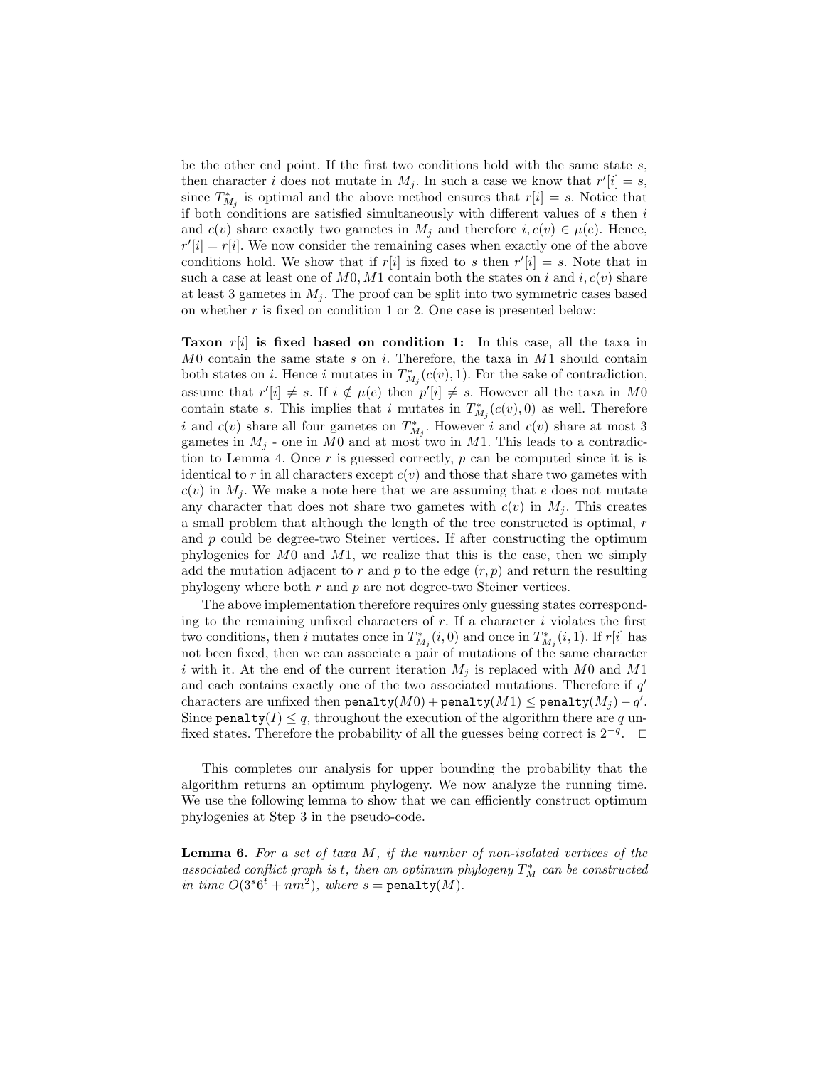be the other end point. If the first two conditions hold with the same state $s$, then character $i$ does not mutate in $M_j$. In such a case we know that $r'[i] = s$, since $T^*_{M_j}$ is optimal and the above method ensures that $r[i] = s$. Notice that if both conditions are satisfied simultaneously with different values of $s$ then $i$ and $c(v)$ share exactly two gametes in $M_j$ and therefore $i, c(v) \in \mu(e)$. Hence, $r'[i] = r[i]$. We now consider the remaining cases when exactly one of the above conditions hold. We show that if $r[i]$ is fixed to $s$ then $r'[i] = s$. Note that in such a case at least one of $M0, M1$ contain both the states on $i$ and $i, c(v)$ share at least 3 gametes in $M_j$. The proof can be split into two symmetric cases based on whether $r$ is fixed on condition 1 or 2. One case is presented below:

**Taxon $r[i]$ is fixed based on condition 1:** In this case, all the taxa in $M0$ contain the same state $s$ on $i$. Therefore, the taxa in $M1$ should contain both states on $i$. Hence $i$ mutates in $T^*_{M_j}(c(v), 1)$. For the sake of contradiction, assume that $r'[i] \neq s$. If $i \notin \mu(e)$ then $p'[i] \neq s$. However all the taxa in $M0$ contain state $s$. This implies that $i$ mutates in $T^*_{M_j}(c(v), 0)$ as well. Therefore $i$ and $c(v)$ share all four gametes on $T^*_{M_j}$. However $i$ and $c(v)$ share at most 3 gametes in $M_j$ - one in $M0$ and at most two in $M1$. This leads to a contradiction to Lemma 4. Once $r$ is guessed correctly, $p$ can be computed since it is is identical to $r$ in all characters except $c(v)$ and those that share two gametes with $c(v)$ in $M_j$. We make a note here that we are assuming that $e$ does not mutate any character that does not share two gametes with $c(v)$ in $M_j$. This creates a small problem that although the length of the tree constructed is optimal, $r$ and $p$ could be degree-two Steiner vertices. If after constructing the optimum phylogenies for $M0$ and $M1$, we realize that this is the case, then we simply add the mutation adjacent to $r$ and $p$ to the edge $(r, p)$ and return the resulting phylogeny where both $r$ and $p$ are not degree-two Steiner vertices.

The above implementation therefore requires only guessing states corresponding to the remaining unfixed characters of $r$. If a character $i$ violates the first two conditions, then $i$ mutates once in $T^*_{M_j}(i, 0)$ and once in $T^*_{M_j}(i, 1)$. If $r[i]$ has not been fixed, then we can associate a pair of mutations of the same character $i$ with it. At the end of the current iteration $M_j$ is replaced with $M0$ and $M1$ and each contains exactly one of the two associated mutations. Therefore if $q'$ characters are unfixed then $\texttt{penalty}(M0) + \texttt{penalty}(M1) \leq \texttt{penalty}(M_j) - q'$. Since $\texttt{penalty}(I) \leq q$, throughout the execution of the algorithm there are $q$ unfixed states. Therefore the probability of all the guesses being correct is $2^{-q}$. $\square$

This completes our analysis for upper bounding the probability that the algorithm returns an optimum phylogeny. We now analyze the running time. We use the following lemma to show that we can efficiently construct optimum phylogenies at Step 3 in the pseudo-code.

**Lemma 6.** *For a set of taxa $M$, if the number of non-isolated vertices of the associated conflict graph is $t$, then an optimum phylogeny $T^*_M$ can be constructed in time $O(3^s 6^t + nm^2)$, where $s = \texttt{penalty}(M)$.*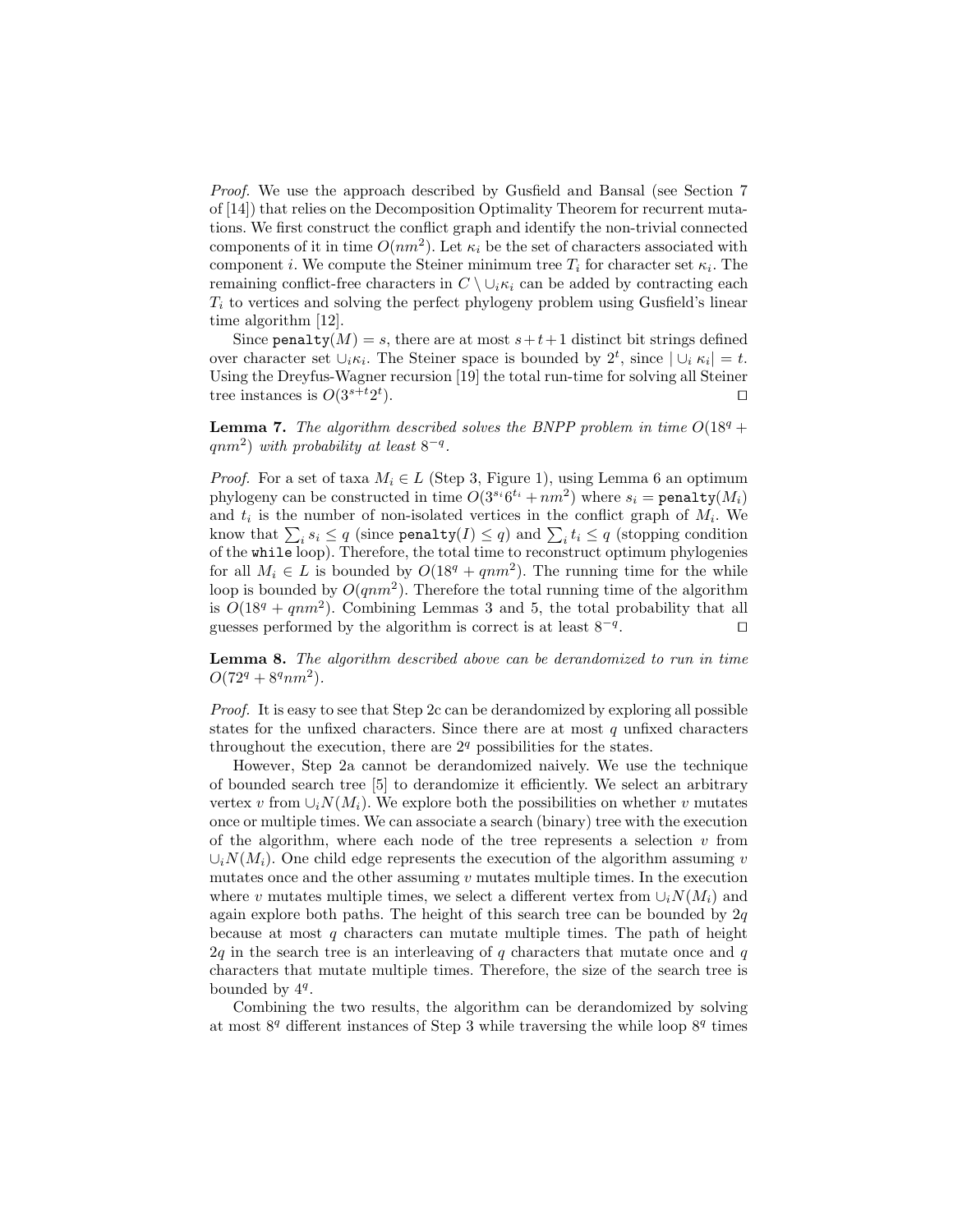*Proof.* We use the approach described by Gusfield and Bansal (see Section 7 of [14]) that relies on the Decomposition Optimality Theorem for recurrent mutations. We first construct the conflict graph and identify the non-trivial connected components of it in time $O(nm^2)$. Let $\kappa_i$ be the set of characters associated with component $i$. We compute the Steiner minimum tree $T_i$ for character set $\kappa_i$. The remaining conflict-free characters in $C \setminus \cup_i \kappa_i$ can be added by contracting each $T_i$ to vertices and solving the perfect phylogeny problem using Gusfield's linear time algorithm [12].

Since $\texttt{penalty}(M) = s$, there are at most $s+t+1$ distinct bit strings defined over character set $\cup_i \kappa_i$. The Steiner space is bounded by $2^t$, since $|\cup_i \kappa_i| = t$. Using the Dreyfus-Wagner recursion [19] the total run-time for solving all Steiner tree instances is $O(3^{s+t}2^t)$. ◻

**Lemma 7.** *The algorithm described solves the BNPP problem in time $O(18^q + qnm^2)$ with probability at least $8^{-q}$.*

*Proof.* For a set of taxa $M_i \in L$ (Step 3, Figure 1), using Lemma 6 an optimum phylogeny can be constructed in time $O(3^{s_i}6^{t_i} + nm^2)$ where $s_i = \texttt{penalty}(M_i)$ and $t_i$ is the number of non-isolated vertices in the conflict graph of $M_i$. We know that $\sum_i s_i \leq q$ (since $\texttt{penalty}(I) \leq q$) and $\sum_i t_i \leq q$ (stopping condition of the `while` loop). Therefore, the total time to reconstruct optimum phylogenies for all $M_i \in L$ is bounded by $O(18^q + qnm^2)$. The running time for the while loop is bounded by $O(qnm^2)$. Therefore the total running time of the algorithm is $O(18^q + qnm^2)$. Combining Lemmas 3 and 5, the total probability that all guesses performed by the algorithm is correct is at least $8^{-q}$. ◻

**Lemma 8.** *The algorithm described above can be derandomized to run in time $O(72^q + 8^q nm^2)$.*

*Proof.* It is easy to see that Step 2c can be derandomized by exploring all possible states for the unfixed characters. Since there are at most $q$ unfixed characters throughout the execution, there are $2^q$ possibilities for the states.

However, Step 2a cannot be derandomized naively. We use the technique of bounded search tree [5] to derandomize it efficiently. We select an arbitrary vertex $v$ from $\cup_i N(M_i)$. We explore both the possibilities on whether $v$ mutates once or multiple times. We can associate a search (binary) tree with the execution of the algorithm, where each node of the tree represents a selection $v$ from $\cup_i N(M_i)$. One child edge represents the execution of the algorithm assuming $v$ mutates once and the other assuming $v$ mutates multiple times. In the execution where $v$ mutates multiple times, we select a different vertex from $\cup_i N(M_i)$ and again explore both paths. The height of this search tree can be bounded by $2q$ because at most $q$ characters can mutate multiple times. The path of height $2q$ in the search tree is an interleaving of $q$ characters that mutate once and $q$ characters that mutate multiple times. Therefore, the size of the search tree is bounded by $4^q$.

Combining the two results, the algorithm can be derandomized by solving at most $8^q$ different instances of Step 3 while traversing the while loop $8^q$ times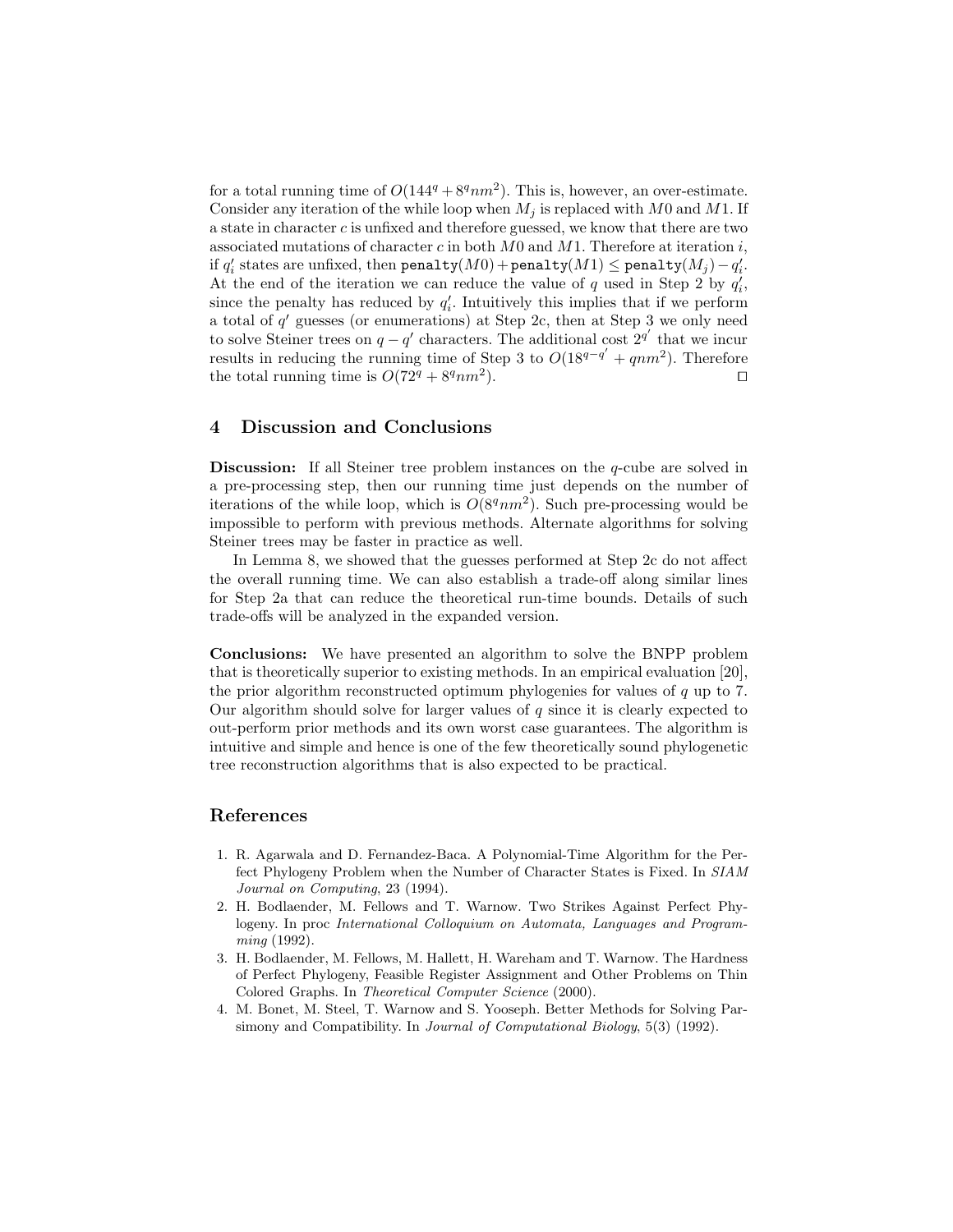for a total running time of $O(144^q + 8^q nm^2)$. This is, however, an over-estimate. Consider any iteration of the while loop when $M_j$ is replaced with $M0$ and $M1$. If a state in character $c$ is unfixed and therefore guessed, we know that there are two associated mutations of character $c$ in both $M0$ and $M1$. Therefore at iteration $i$, if $q'_i$ states are unfixed, then $\texttt{penalty}(M0) + \texttt{penalty}(M1) \leq \texttt{penalty}(M_j) - q'_i$. At the end of the iteration we can reduce the value of $q$ used in Step 2 by $q'_i$, since the penalty has reduced by $q'_i$. Intuitively this implies that if we perform a total of $q'$ guesses (or enumerations) at Step 2c, then at Step 3 we only need to solve Steiner trees on $q - q'$ characters. The additional cost $2^{q'}$ that we incur results in reducing the running time of Step 3 to $O(18^{q-q'} + qnm^2)$. Therefore the total running time is $O(72^q + 8^q nm^2)$. □

## 4 Discussion and Conclusions

**Discussion:** If all Steiner tree problem instances on the $q$-cube are solved in a pre-processing step, then our running time just depends on the number of iterations of the while loop, which is $O(8^q nm^2)$. Such pre-processing would be impossible to perform with previous methods. Alternate algorithms for solving Steiner trees may be faster in practice as well.

In Lemma 8, we showed that the guesses performed at Step 2c do not affect the overall running time. We can also establish a trade-off along similar lines for Step 2a that can reduce the theoretical run-time bounds. Details of such trade-offs will be analyzed in the expanded version.

**Conclusions:** We have presented an algorithm to solve the BNPP problem that is theoretically superior to existing methods. In an empirical evaluation [20], the prior algorithm reconstructed optimum phylogenies for values of $q$ up to 7. Our algorithm should solve for larger values of $q$ since it is clearly expected to out-perform prior methods and its own worst case guarantees. The algorithm is intuitive and simple and hence is one of the few theoretically sound phylogenetic tree reconstruction algorithms that is also expected to be practical.

## References

1. R. Agarwala and D. Fernandez-Baca. A Polynomial-Time Algorithm for the Perfect Phylogeny Problem when the Number of Character States is Fixed. In *SIAM Journal on Computing*, 23 (1994).
2. H. Bodlaender, M. Fellows and T. Warnow. Two Strikes Against Perfect Phylogeny. In proc *International Colloquium on Automata, Languages and Programming* (1992).
3. H. Bodlaender, M. Fellows, M. Hallett, H. Wareham and T. Warnow. The Hardness of Perfect Phylogeny, Feasible Register Assignment and Other Problems on Thin Colored Graphs. In *Theoretical Computer Science* (2000).
4. M. Bonet, M. Steel, T. Warnow and S. Yooseph. Better Methods for Solving Parsimony and Compatibility. In *Journal of Computational Biology*, 5(3) (1992).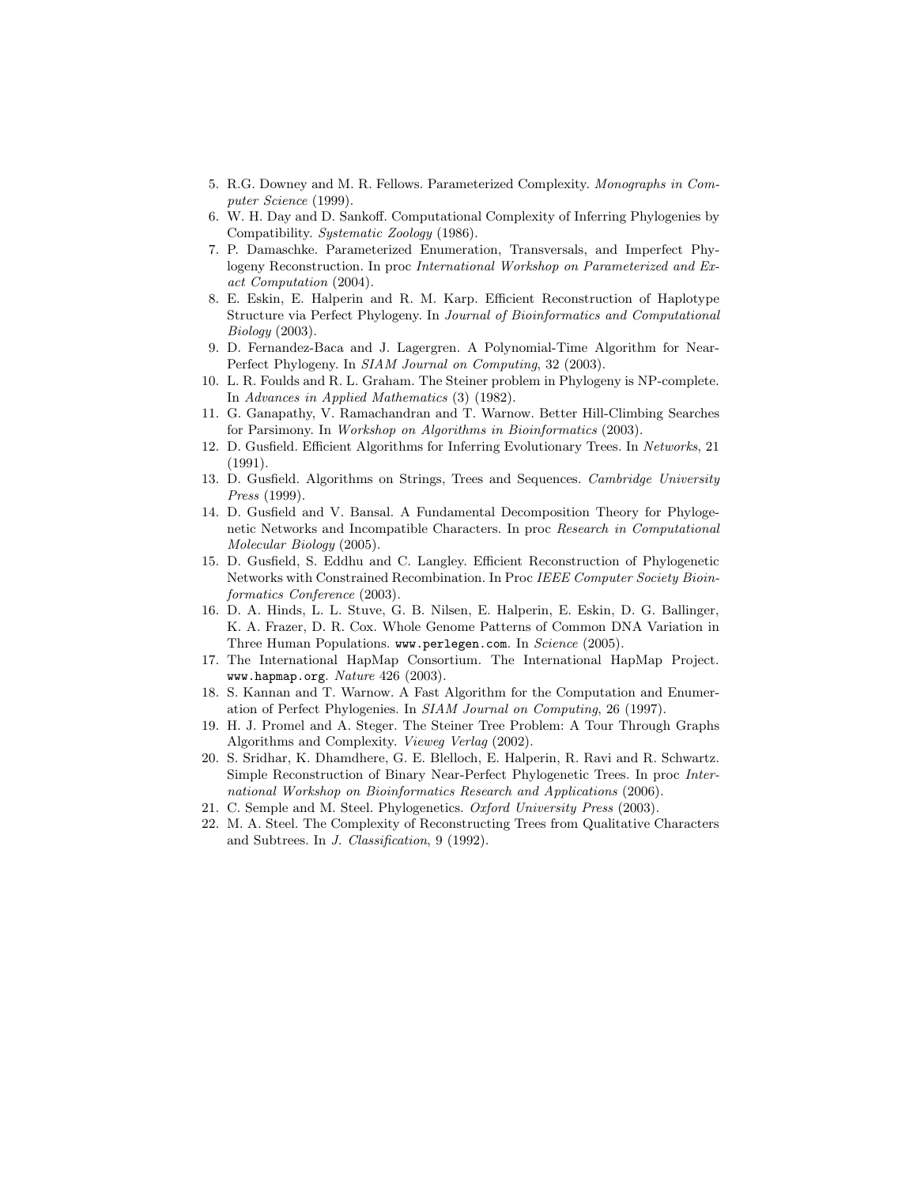5. R.G. Downey and M. R. Fellows. Parameterized Complexity. *Monographs in Computer Science* (1999).
6. W. H. Day and D. Sankoff. Computational Complexity of Inferring Phylogenies by Compatibility. *Systematic Zoology* (1986).
7. P. Damaschke. Parameterized Enumeration, Transversals, and Imperfect Phylogeny Reconstruction. In proc *International Workshop on Parameterized and Exact Computation* (2004).
8. E. Eskin, E. Halperin and R. M. Karp. Efficient Reconstruction of Haplotype Structure via Perfect Phylogeny. In *Journal of Bioinformatics and Computational Biology* (2003).
9. D. Fernandez-Baca and J. Lagergren. A Polynomial-Time Algorithm for Near-Perfect Phylogeny. In *SIAM Journal on Computing*, 32 (2003).
10. L. R. Foulds and R. L. Graham. The Steiner problem in Phylogeny is NP-complete. In *Advances in Applied Mathematics* (3) (1982).
11. G. Ganapathy, V. Ramachandran and T. Warnow. Better Hill-Climbing Searches for Parsimony. In *Workshop on Algorithms in Bioinformatics* (2003).
12. D. Gusfield. Efficient Algorithms for Inferring Evolutionary Trees. In *Networks*, 21 (1991).
13. D. Gusfield. Algorithms on Strings, Trees and Sequences. *Cambridge University Press* (1999).
14. D. Gusfield and V. Bansal. A Fundamental Decomposition Theory for Phylogenetic Networks and Incompatible Characters. In proc *Research in Computational Molecular Biology* (2005).
15. D. Gusfield, S. Eddhu and C. Langley. Efficient Reconstruction of Phylogenetic Networks with Constrained Recombination. In Proc *IEEE Computer Society Bioinformatics Conference* (2003).
16. D. A. Hinds, L. L. Stuve, G. B. Nilsen, E. Halperin, E. Eskin, D. G. Ballinger, K. A. Frazer, D. R. Cox. Whole Genome Patterns of Common DNA Variation in Three Human Populations. `www.perlegen.com`. In *Science* (2005).
17. The International HapMap Consortium. The International HapMap Project. `www.hapmap.org`. *Nature* 426 (2003).
18. S. Kannan and T. Warnow. A Fast Algorithm for the Computation and Enumeration of Perfect Phylogenies. In *SIAM Journal on Computing*, 26 (1997).
19. H. J. Promel and A. Steger. The Steiner Tree Problem: A Tour Through Graphs Algorithms and Complexity. *Vieweg Verlag* (2002).
20. S. Sridhar, K. Dhamdhere, G. E. Blelloch, E. Halperin, R. Ravi and R. Schwartz. Simple Reconstruction of Binary Near-Perfect Phylogenetic Trees. In proc *International Workshop on Bioinformatics Research and Applications* (2006).
21. C. Semple and M. Steel. Phylogenetics. *Oxford University Press* (2003).
22. M. A. Steel. The Complexity of Reconstructing Trees from Qualitative Characters and Subtrees. In *J. Classification*, 9 (1992).